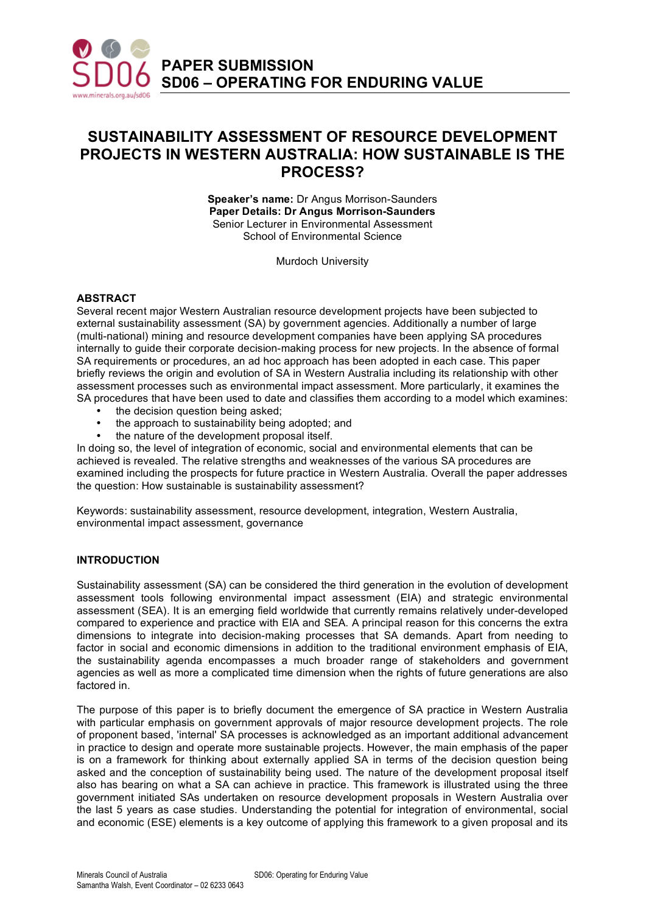## PAPER SUBMISSION
## SD06 – OPERATING FOR ENDURING VALUE

# SUSTAINABILITY ASSESSMENT OF RESOURCE DEVELOPMENT PROJECTS IN WESTERN AUSTRALIA: HOW SUSTAINABLE IS THE PROCESS?

**Speaker's name:** Dr Angus Morrison-Saunders
**Paper Details: Dr Angus Morrison-Saunders**
Senior Lecturer in Environmental Assessment
School of Environmental Science

Murdoch University

### ABSTRACT

Several recent major Western Australian resource development projects have been subjected to external sustainability assessment (SA) by government agencies. Additionally a number of large (multi-national) mining and resource development companies have been applying SA procedures internally to guide their corporate decision-making process for new projects. In the absence of formal SA requirements or procedures, an ad hoc approach has been adopted in each case. This paper briefly reviews the origin and evolution of SA in Western Australia including its relationship with other assessment processes such as environmental impact assessment. More particularly, it examines the SA procedures that have been used to date and classifies them according to a model which examines:

- the decision question being asked;
- the approach to sustainability being adopted; and
- the nature of the development proposal itself.

In doing so, the level of integration of economic, social and environmental elements that can be achieved is revealed. The relative strengths and weaknesses of the various SA procedures are examined including the prospects for future practice in Western Australia. Overall the paper addresses the question: How sustainable is sustainability assessment?

Keywords: sustainability assessment, resource development, integration, Western Australia, environmental impact assessment, governance

### INTRODUCTION

Sustainability assessment (SA) can be considered the third generation in the evolution of development assessment tools following environmental impact assessment (EIA) and strategic environmental assessment (SEA). It is an emerging field worldwide that currently remains relatively under-developed compared to experience and practice with EIA and SEA. A principal reason for this concerns the extra dimensions to integrate into decision-making processes that SA demands. Apart from needing to factor in social and economic dimensions in addition to the traditional environment emphasis of EIA, the sustainability agenda encompasses a much broader range of stakeholders and government agencies as well as more a complicated time dimension when the rights of future generations are also factored in.

The purpose of this paper is to briefly document the emergence of SA practice in Western Australia with particular emphasis on government approvals of major resource development projects. The role of proponent based, 'internal' SA processes is acknowledged as an important additional advancement in practice to design and operate more sustainable projects. However, the main emphasis of the paper is on a framework for thinking about externally applied SA in terms of the decision question being asked and the conception of sustainability being used. The nature of the development proposal itself also has bearing on what a SA can achieve in practice. This framework is illustrated using the three government initiated SAs undertaken on resource development proposals in Western Australia over the last 5 years as case studies. Understanding the potential for integration of environmental, social and economic (ESE) elements is a key outcome of applying this framework to a given proposal and its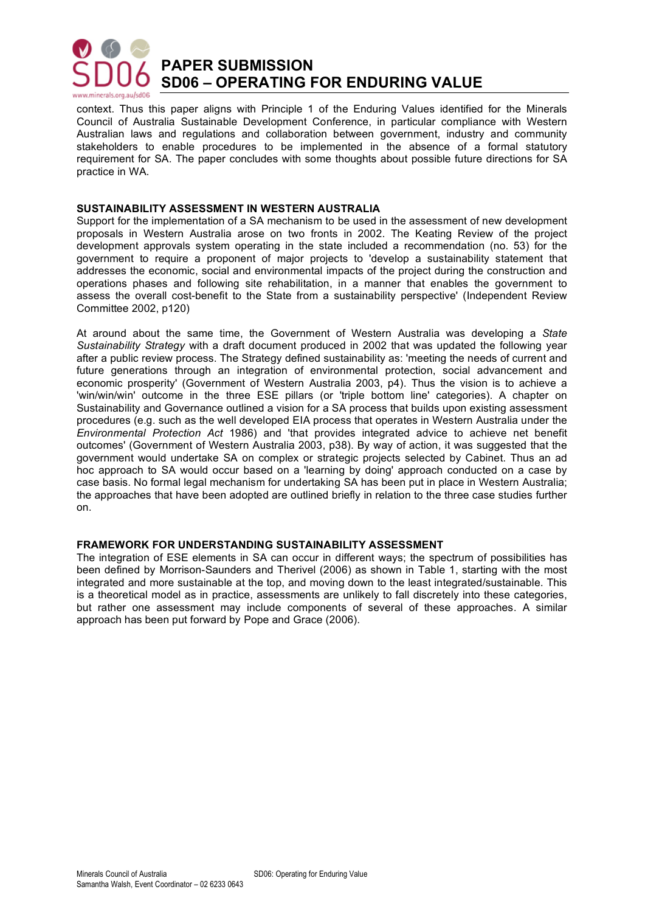context. Thus this paper aligns with Principle 1 of the Enduring Values identified for the Minerals Council of Australia Sustainable Development Conference, in particular compliance with Western Australian laws and regulations and collaboration between government, industry and community stakeholders to enable procedures to be implemented in the absence of a formal statutory requirement for SA. The paper concludes with some thoughts about possible future directions for SA practice in WA.

**SUSTAINABILITY ASSESSMENT IN WESTERN AUSTRALIA**

Support for the implementation of a SA mechanism to be used in the assessment of new development proposals in Western Australia arose on two fronts in 2002. The Keating Review of the project development approvals system operating in the state included a recommendation (no. 53) for the government to require a proponent of major projects to 'develop a sustainability statement that addresses the economic, social and environmental impacts of the project during the construction and operations phases and following site rehabilitation, in a manner that enables the government to assess the overall cost-benefit to the State from a sustainability perspective' (Independent Review Committee 2002, p120)

At around about the same time, the Government of Western Australia was developing a *State Sustainability Strategy* with a draft document produced in 2002 that was updated the following year after a public review process. The Strategy defined sustainability as: 'meeting the needs of current and future generations through an integration of environmental protection, social advancement and economic prosperity' (Government of Western Australia 2003, p4). Thus the vision is to achieve a 'win/win/win' outcome in the three ESE pillars (or 'triple bottom line' categories). A chapter on Sustainability and Governance outlined a vision for a SA process that builds upon existing assessment procedures (e.g. such as the well developed EIA process that operates in Western Australia under the *Environmental Protection Act* 1986) and 'that provides integrated advice to achieve net benefit outcomes' (Government of Western Australia 2003, p38). By way of action, it was suggested that the government would undertake SA on complex or strategic projects selected by Cabinet. Thus an ad hoc approach to SA would occur based on a 'learning by doing' approach conducted on a case by case basis. No formal legal mechanism for undertaking SA has been put in place in Western Australia; the approaches that have been adopted are outlined briefly in relation to the three case studies further on.

**FRAMEWORK FOR UNDERSTANDING SUSTAINABILITY ASSESSMENT**

The integration of ESE elements in SA can occur in different ways; the spectrum of possibilities has been defined by Morrison-Saunders and Therivel (2006) as shown in Table 1, starting with the most integrated and more sustainable at the top, and moving down to the least integrated/sustainable. This is a theoretical model as in practice, assessments are unlikely to fall discretely into these categories, but rather one assessment may include components of several of these approaches. A similar approach has been put forward by Pope and Grace (2006).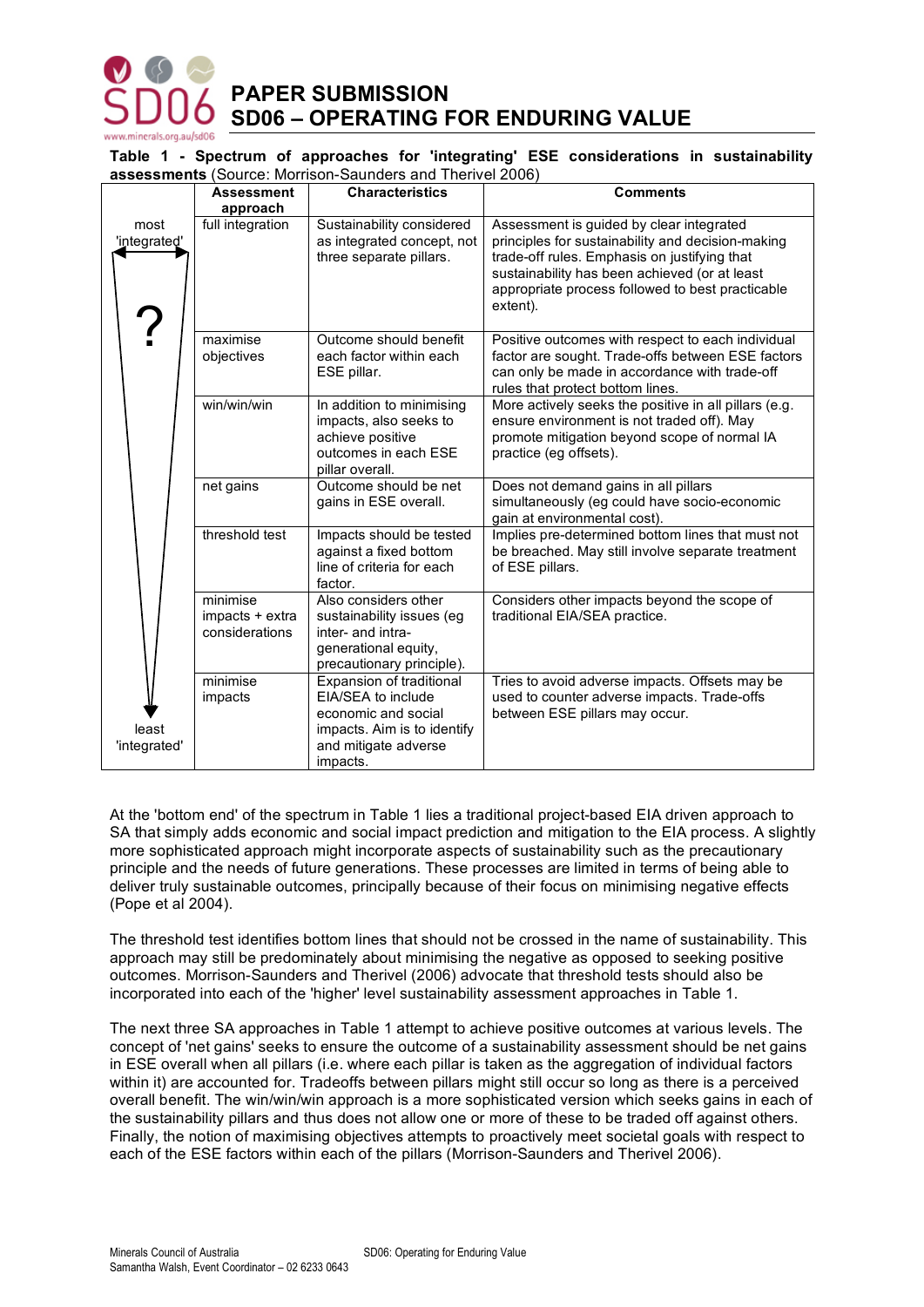**Table 1 - Spectrum of approaches for 'integrating' ESE considerations in sustainability assessments** (Source: Morrison-Saunders and Therivel 2006)

| | Assessment approach | Characteristics | Comments |
|---|---|---|---|
| most 'integrated' | full integration | Sustainability considered as integrated concept, not three separate pillars. | Assessment is guided by clear integrated principles for sustainability and decision-making trade-off rules. Emphasis on justifying that sustainability has been achieved (or at least appropriate process followed to best practicable extent). |
| ? | maximise objectives | Outcome should benefit each factor within each ESE pillar. | Positive outcomes with respect to each individual factor are sought. Trade-offs between ESE factors can only be made in accordance with trade-off rules that protect bottom lines. |
| | win/win/win | In addition to minimising impacts, also seeks to achieve positive outcomes in each ESE pillar overall. | More actively seeks the positive in all pillars (e.g. ensure environment is not traded off). May promote mitigation beyond scope of normal IA practice (eg offsets). |
| | net gains | Outcome should be net gains in ESE overall. | Does not demand gains in all pillars simultaneously (eg could have socio-economic gain at environmental cost). |
| | threshold test | Impacts should be tested against a fixed bottom line of criteria for each factor. | Implies pre-determined bottom lines that must not be breached. May still involve separate treatment of ESE pillars. |
| | minimise impacts + extra considerations | Also considers other sustainability issues (eg inter- and intra-generational equity, precautionary principle). | Considers other impacts beyond the scope of traditional EIA/SEA practice. |
| least 'integrated' | minimise impacts | Expansion of traditional EIA/SEA to include economic and social impacts. Aim is to identify and mitigate adverse impacts. | Tries to avoid adverse impacts. Offsets may be used to counter adverse impacts. Trade-offs between ESE pillars may occur. |

At the 'bottom end' of the spectrum in Table 1 lies a traditional project-based EIA driven approach to SA that simply adds economic and social impact prediction and mitigation to the EIA process. A slightly more sophisticated approach might incorporate aspects of sustainability such as the precautionary principle and the needs of future generations. These processes are limited in terms of being able to deliver truly sustainable outcomes, principally because of their focus on minimising negative effects (Pope et al 2004).

The threshold test identifies bottom lines that should not be crossed in the name of sustainability. This approach may still be predominately about minimising the negative as opposed to seeking positive outcomes. Morrison-Saunders and Therivel (2006) advocate that threshold tests should also be incorporated into each of the 'higher' level sustainability assessment approaches in Table 1.

The next three SA approaches in Table 1 attempt to achieve positive outcomes at various levels. The concept of 'net gains' seeks to ensure the outcome of a sustainability assessment should be net gains in ESE overall when all pillars (i.e. where each pillar is taken as the aggregation of individual factors within it) are accounted for. Tradeoffs between pillars might still occur so long as there is a perceived overall benefit. The win/win/win approach is a more sophisticated version which seeks gains in each of the sustainability pillars and thus does not allow one or more of these to be traded off against others. Finally, the notion of maximising objectives attempts to proactively meet societal goals with respect to each of the ESE factors within each of the pillars (Morrison-Saunders and Therivel 2006).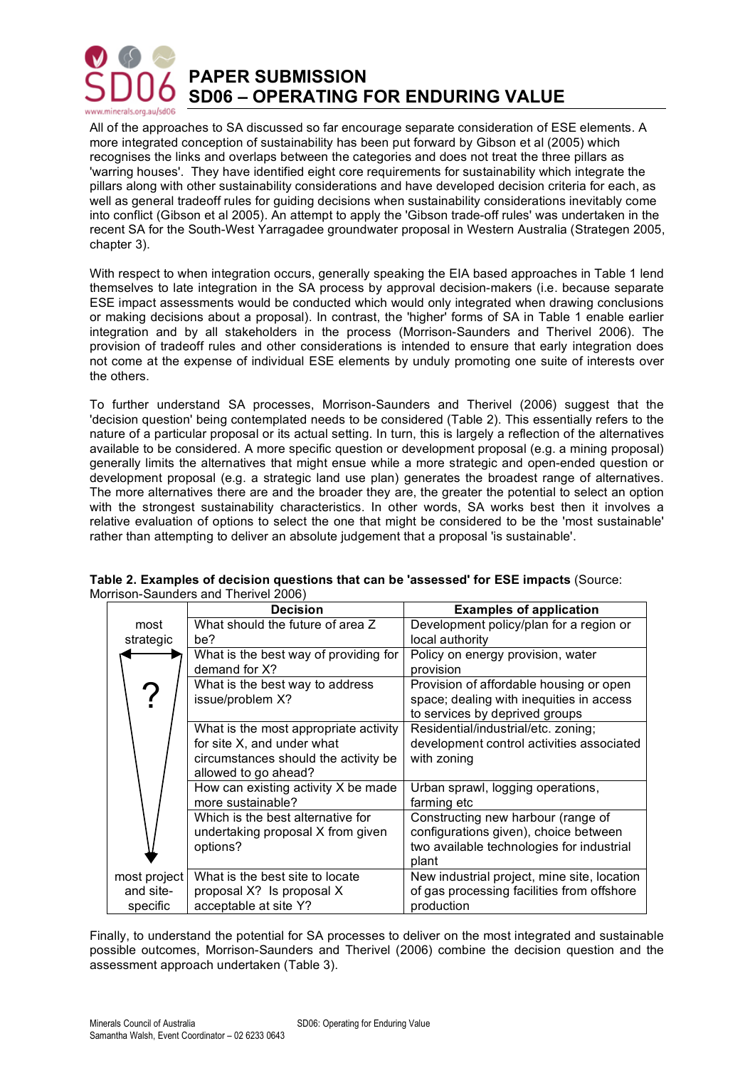All of the approaches to SA discussed so far encourage separate consideration of ESE elements. A more integrated conception of sustainability has been put forward by Gibson et al (2005) which recognises the links and overlaps between the categories and does not treat the three pillars as 'warring houses'. They have identified eight core requirements for sustainability which integrate the pillars along with other sustainability considerations and have developed decision criteria for each, as well as general tradeoff rules for guiding decisions when sustainability considerations inevitably come into conflict (Gibson et al 2005). An attempt to apply the 'Gibson trade-off rules' was undertaken in the recent SA for the South-West Yarragadee groundwater proposal in Western Australia (Strategen 2005, chapter 3).

With respect to when integration occurs, generally speaking the EIA based approaches in Table 1 lend themselves to late integration in the SA process by approval decision-makers (i.e. because separate ESE impact assessments would be conducted which would only integrated when drawing conclusions or making decisions about a proposal). In contrast, the 'higher' forms of SA in Table 1 enable earlier integration and by all stakeholders in the process (Morrison-Saunders and Therivel 2006). The provision of tradeoff rules and other considerations is intended to ensure that early integration does not come at the expense of individual ESE elements by unduly promoting one suite of interests over the others.

To further understand SA processes, Morrison-Saunders and Therivel (2006) suggest that the 'decision question' being contemplated needs to be considered (Table 2). This essentially refers to the nature of a particular proposal or its actual setting. In turn, this is largely a reflection of the alternatives available to be considered. A more specific question or development proposal (e.g. a mining proposal) generally limits the alternatives that might ensue while a more strategic and open-ended question or development proposal (e.g. a strategic land use plan) generates the broadest range of alternatives. The more alternatives there are and the broader they are, the greater the potential to select an option with the strongest sustainability characteristics. In other words, SA works best then it involves a relative evaluation of options to select the one that might be considered to be the 'most sustainable' rather than attempting to deliver an absolute judgement that a proposal 'is sustainable'.

**Table 2. Examples of decision questions that can be 'assessed' for ESE impacts** (Source: Morrison-Saunders and Therivel 2006)

| | Decision | Examples of application |
|---|---|---|
| most strategic | What should the future of area Z be? | Development policy/plan for a region or local authority |
| ? | What is the best way of providing for demand for X? | Policy on energy provision, water provision |
| | What is the best way to address issue/problem X? | Provision of affordable housing or open space; dealing with inequities in access to services by deprived groups |
| | What is the most appropriate activity for site X, and under what circumstances should the activity be allowed to go ahead? | Residential/industrial/etc. zoning; development control activities associated with zoning |
| | How can existing activity X be made more sustainable? | Urban sprawl, logging operations, farming etc |
| | Which is the best alternative for undertaking proposal X from given options? | Constructing new harbour (range of configurations given), choice between two available technologies for industrial plant |
| most project and site-specific | What is the best site to locate proposal X? Is proposal X acceptable at site Y? | New industrial project, mine site, location of gas processing facilities from offshore production |

Finally, to understand the potential for SA processes to deliver on the most integrated and sustainable possible outcomes, Morrison-Saunders and Therivel (2006) combine the decision question and the assessment approach undertaken (Table 3).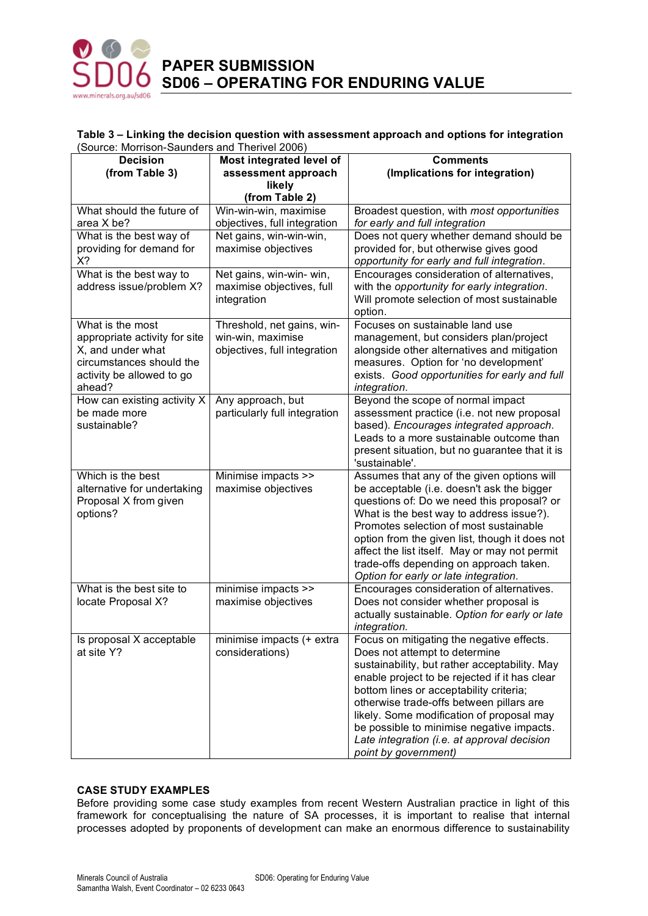**Table 3 – Linking the decision question with assessment approach and options for integration**
(Source: Morrison-Saunders and Therivel 2006)

| Decision (from Table 3) | Most integrated level of assessment approach likely (from Table 2) | Comments (Implications for integration) |
|---|---|---|
| What should the future of area X be? | Win-win-win, maximise objectives, full integration | Broadest question, with *most opportunities for early and full integration* |
| What is the best way of providing for demand for X? | Net gains, win-win-win, maximise objectives | Does not query whether demand should be provided for, but otherwise gives good *opportunity for early and full integration.* |
| What is the best way to address issue/problem X? | Net gains, win-win- win, maximise objectives, full integration | Encourages consideration of alternatives, with the *opportunity for early integration*. Will promote selection of most sustainable option. |
| What is the most appropriate activity for site X, and under what circumstances should the activity be allowed to go ahead? | Threshold, net gains, win-win-win, maximise objectives, full integration | Focuses on sustainable land use management, but considers plan/project alongside other alternatives and mitigation measures. Option for 'no development' exists. *Good opportunities for early and full integration*. |
| How can existing activity X be made more sustainable? | Any approach, but particularly full integration | Beyond the scope of normal impact assessment practice (i.e. not new proposal based). *Encourages integrated approach*. Leads to a more sustainable outcome than present situation, but no guarantee that it is 'sustainable'. |
| Which is the best alternative for undertaking Proposal X from given options? | Minimise impacts >> maximise objectives | Assumes that any of the given options will be acceptable (i.e. doesn't ask the bigger questions of: Do we need this proposal? or What is the best way to address issue?). Promotes selection of most sustainable option from the given list, though it does not affect the list itself. May or may not permit trade-offs depending on approach taken. *Option for early or late integration.* |
| What is the best site to locate Proposal X? | minimise impacts >> maximise objectives | Encourages consideration of alternatives. Does not consider whether proposal is actually sustainable. *Option for early or late integration.* |
| Is proposal X acceptable at site Y? | minimise impacts (+ extra considerations) | Focus on mitigating the negative effects. Does not attempt to determine sustainability, but rather acceptability. May enable project to be rejected if it has clear bottom lines or acceptability criteria; otherwise trade-offs between pillars are likely. Some modification of proposal may be possible to minimise negative impacts. *Late integration (i.e. at approval decision point by government)* |

**CASE STUDY EXAMPLES**

Before providing some case study examples from recent Western Australian practice in light of this framework for conceptualising the nature of SA processes, it is important to realise that internal processes adopted by proponents of development can make an enormous difference to sustainability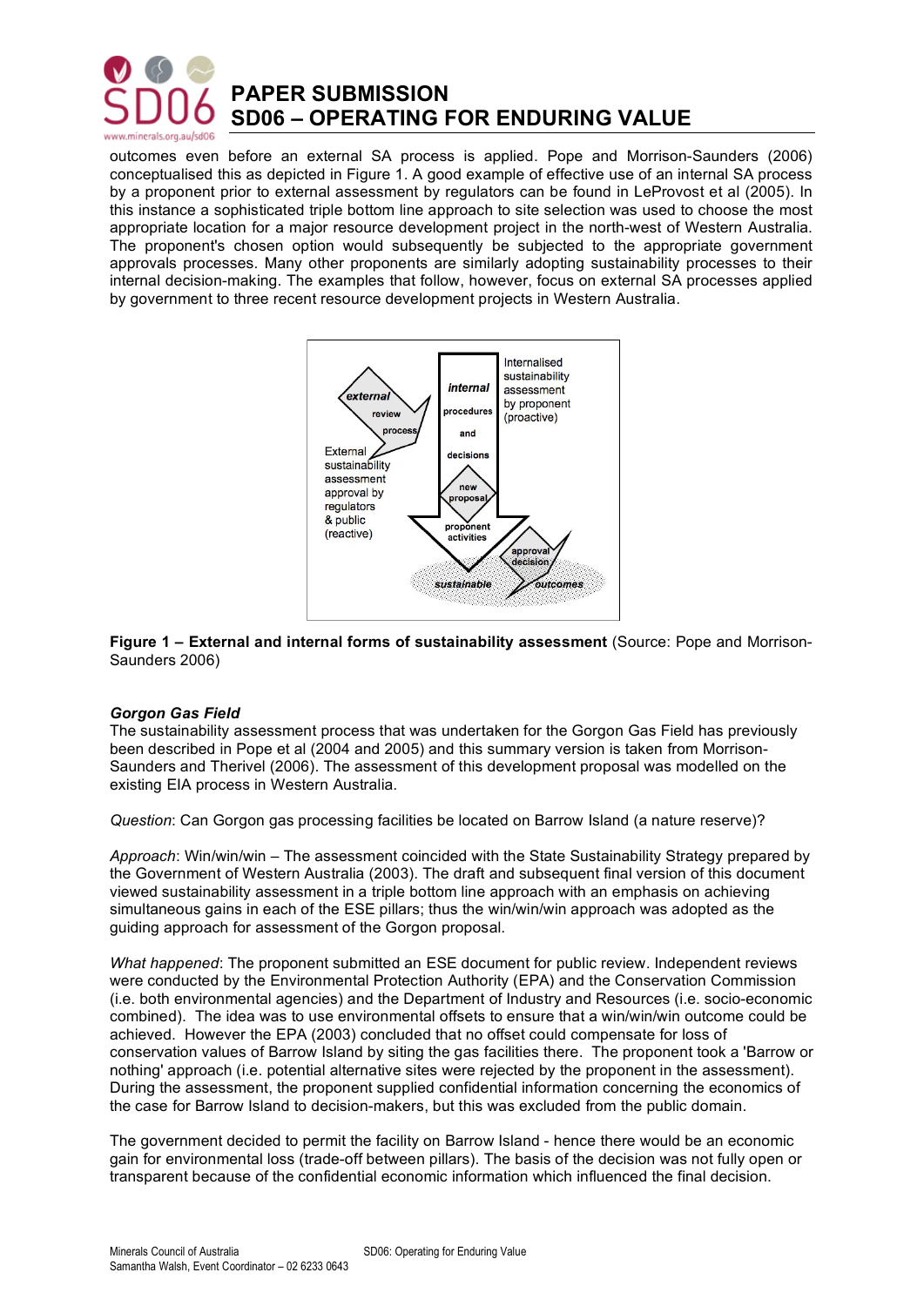outcomes even before an external SA process is applied. Pope and Morrison-Saunders (2006) conceptualised this as depicted in Figure 1. A good example of effective use of an internal SA process by a proponent prior to external assessment by regulators can be found in LeProvost et al (2005). In this instance a sophisticated triple bottom line approach to site selection was used to choose the most appropriate location for a major resource development project in the north-west of Western Australia. The proponent's chosen option would subsequently be subjected to the appropriate government approvals processes. Many other proponents are similarly adopting sustainability processes to their internal decision-making. The examples that follow, however, focus on external SA processes applied by government to three recent resource development projects in Western Australia.

**Figure 1 – External and internal forms of sustainability assessment** (Source: Pope and Morrison-Saunders 2006)

***Gorgon Gas Field***

The sustainability assessment process that was undertaken for the Gorgon Gas Field has previously been described in Pope et al (2004 and 2005) and this summary version is taken from Morrison-Saunders and Therivel (2006). The assessment of this development proposal was modelled on the existing EIA process in Western Australia.

*Question*: Can Gorgon gas processing facilities be located on Barrow Island (a nature reserve)?

*Approach*: Win/win/win – The assessment coincided with the State Sustainability Strategy prepared by the Government of Western Australia (2003). The draft and subsequent final version of this document viewed sustainability assessment in a triple bottom line approach with an emphasis on achieving simultaneous gains in each of the ESE pillars; thus the win/win/win approach was adopted as the guiding approach for assessment of the Gorgon proposal.

*What happened*: The proponent submitted an ESE document for public review. Independent reviews were conducted by the Environmental Protection Authority (EPA) and the Conservation Commission (i.e. both environmental agencies) and the Department of Industry and Resources (i.e. socio-economic combined). The idea was to use environmental offsets to ensure that a win/win/win outcome could be achieved. However the EPA (2003) concluded that no offset could compensate for loss of conservation values of Barrow Island by siting the gas facilities there. The proponent took a 'Barrow or nothing' approach (i.e. potential alternative sites were rejected by the proponent in the assessment). During the assessment, the proponent supplied confidential information concerning the economics of the case for Barrow Island to decision-makers, but this was excluded from the public domain.

The government decided to permit the facility on Barrow Island - hence there would be an economic gain for environmental loss (trade-off between pillars). The basis of the decision was not fully open or transparent because of the confidential economic information which influenced the final decision.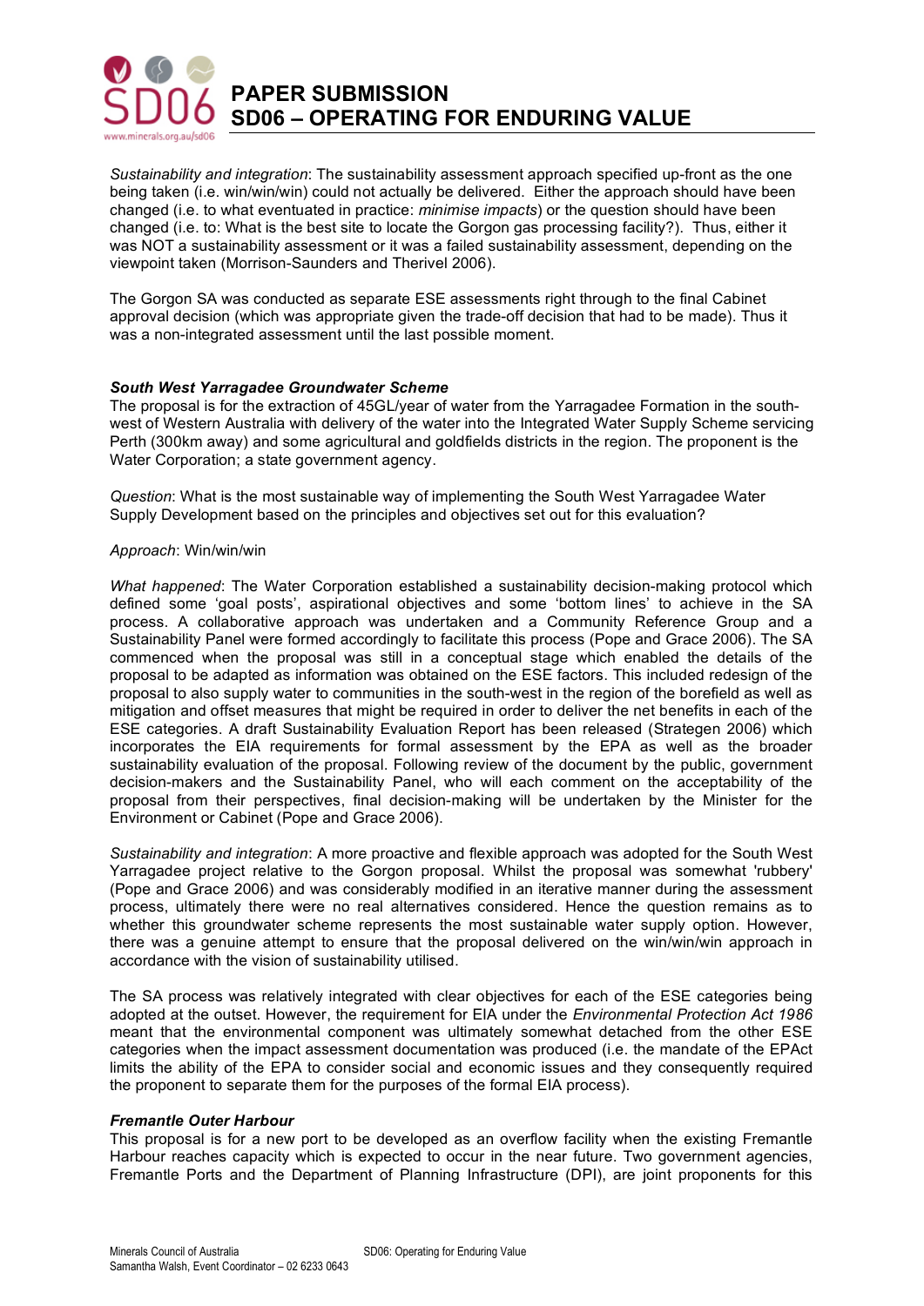*Sustainability and integration*: The sustainability assessment approach specified up-front as the one being taken (i.e. win/win/win) could not actually be delivered. Either the approach should have been changed (i.e. to what eventuated in practice: *minimise impacts*) or the question should have been changed (i.e. to: What is the best site to locate the Gorgon gas processing facility?). Thus, either it was NOT a sustainability assessment or it was a failed sustainability assessment, depending on the viewpoint taken (Morrison-Saunders and Therivel 2006).

The Gorgon SA was conducted as separate ESE assessments right through to the final Cabinet approval decision (which was appropriate given the trade-off decision that had to be made). Thus it was a non-integrated assessment until the last possible moment.

### *South West Yarragadee Groundwater Scheme*

The proposal is for the extraction of 45GL/year of water from the Yarragadee Formation in the south-west of Western Australia with delivery of the water into the Integrated Water Supply Scheme servicing Perth (300km away) and some agricultural and goldfields districts in the region. The proponent is the Water Corporation; a state government agency.

*Question*: What is the most sustainable way of implementing the South West Yarragadee Water Supply Development based on the principles and objectives set out for this evaluation?

*Approach*: Win/win/win

*What happened*: The Water Corporation established a sustainability decision-making protocol which defined some 'goal posts', aspirational objectives and some 'bottom lines' to achieve in the SA process. A collaborative approach was undertaken and a Community Reference Group and a Sustainability Panel were formed accordingly to facilitate this process (Pope and Grace 2006). The SA commenced when the proposal was still in a conceptual stage which enabled the details of the proposal to be adapted as information was obtained on the ESE factors. This included redesign of the proposal to also supply water to communities in the south-west in the region of the borefield as well as mitigation and offset measures that might be required in order to deliver the net benefits in each of the ESE categories. A draft Sustainability Evaluation Report has been released (Strategen 2006) which incorporates the EIA requirements for formal assessment by the EPA as well as the broader sustainability evaluation of the proposal. Following review of the document by the public, government decision-makers and the Sustainability Panel, who will each comment on the acceptability of the proposal from their perspectives, final decision-making will be undertaken by the Minister for the Environment or Cabinet (Pope and Grace 2006).

*Sustainability and integration*: A more proactive and flexible approach was adopted for the South West Yarragadee project relative to the Gorgon proposal. Whilst the proposal was somewhat 'rubbery' (Pope and Grace 2006) and was considerably modified in an iterative manner during the assessment process, ultimately there were no real alternatives considered. Hence the question remains as to whether this groundwater scheme represents the most sustainable water supply option. However, there was a genuine attempt to ensure that the proposal delivered on the win/win/win approach in accordance with the vision of sustainability utilised.

The SA process was relatively integrated with clear objectives for each of the ESE categories being adopted at the outset. However, the requirement for EIA under the *Environmental Protection Act 1986* meant that the environmental component was ultimately somewhat detached from the other ESE categories when the impact assessment documentation was produced (i.e. the mandate of the EPAct limits the ability of the EPA to consider social and economic issues and they consequently required the proponent to separate them for the purposes of the formal EIA process).

### *Fremantle Outer Harbour*

This proposal is for a new port to be developed as an overflow facility when the existing Fremantle Harbour reaches capacity which is expected to occur in the near future. Two government agencies, Fremantle Ports and the Department of Planning Infrastructure (DPI), are joint proponents for this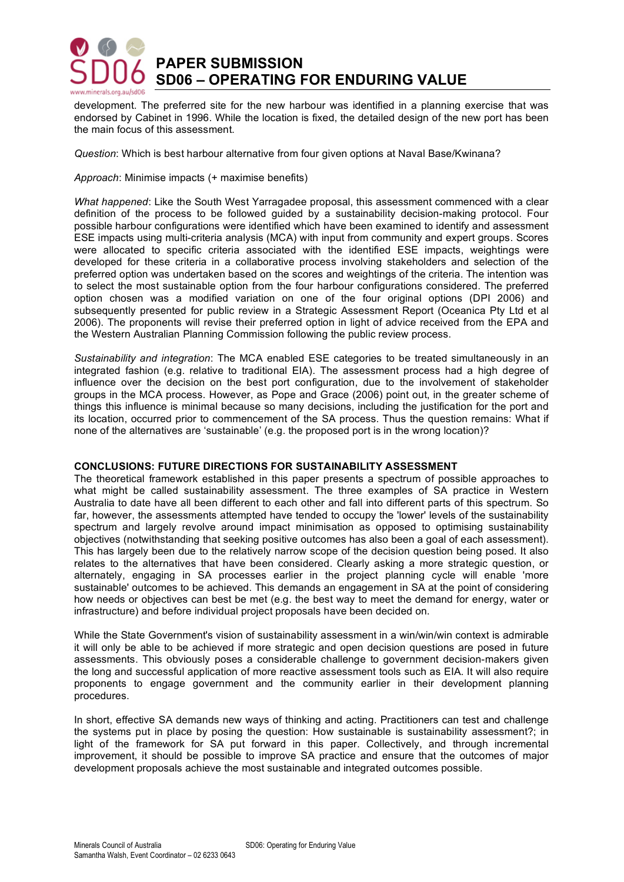development. The preferred site for the new harbour was identified in a planning exercise that was endorsed by Cabinet in 1996. While the location is fixed, the detailed design of the new port has been the main focus of this assessment.

*Question*: Which is best harbour alternative from four given options at Naval Base/Kwinana?

*Approach*: Minimise impacts (+ maximise benefits)

*What happened*: Like the South West Yarragadee proposal, this assessment commenced with a clear definition of the process to be followed guided by a sustainability decision-making protocol. Four possible harbour configurations were identified which have been examined to identify and assessment ESE impacts using multi-criteria analysis (MCA) with input from community and expert groups. Scores were allocated to specific criteria associated with the identified ESE impacts, weightings were developed for these criteria in a collaborative process involving stakeholders and selection of the preferred option was undertaken based on the scores and weightings of the criteria. The intention was to select the most sustainable option from the four harbour configurations considered. The preferred option chosen was a modified variation on one of the four original options (DPI 2006) and subsequently presented for public review in a Strategic Assessment Report (Oceanica Pty Ltd et al 2006). The proponents will revise their preferred option in light of advice received from the EPA and the Western Australian Planning Commission following the public review process.

*Sustainability and integration*: The MCA enabled ESE categories to be treated simultaneously in an integrated fashion (e.g. relative to traditional EIA). The assessment process had a high degree of influence over the decision on the best port configuration, due to the involvement of stakeholder groups in the MCA process. However, as Pope and Grace (2006) point out, in the greater scheme of things this influence is minimal because so many decisions, including the justification for the port and its location, occurred prior to commencement of the SA process. Thus the question remains: What if none of the alternatives are 'sustainable' (e.g. the proposed port is in the wrong location)?

## CONCLUSIONS: FUTURE DIRECTIONS FOR SUSTAINABILITY ASSESSMENT

The theoretical framework established in this paper presents a spectrum of possible approaches to what might be called sustainability assessment. The three examples of SA practice in Western Australia to date have all been different to each other and fall into different parts of this spectrum. So far, however, the assessments attempted have tended to occupy the 'lower' levels of the sustainability spectrum and largely revolve around impact minimisation as opposed to optimising sustainability objectives (notwithstanding that seeking positive outcomes has also been a goal of each assessment). This has largely been due to the relatively narrow scope of the decision question being posed. It also relates to the alternatives that have been considered. Clearly asking a more strategic question, or alternately, engaging in SA processes earlier in the project planning cycle will enable 'more sustainable' outcomes to be achieved. This demands an engagement in SA at the point of considering how needs or objectives can best be met (e.g. the best way to meet the demand for energy, water or infrastructure) and before individual project proposals have been decided on.

While the State Government's vision of sustainability assessment in a win/win/win context is admirable it will only be able to be achieved if more strategic and open decision questions are posed in future assessments. This obviously poses a considerable challenge to government decision-makers given the long and successful application of more reactive assessment tools such as EIA. It will also require proponents to engage government and the community earlier in their development planning procedures.

In short, effective SA demands new ways of thinking and acting. Practitioners can test and challenge the systems put in place by posing the question: How sustainable is sustainability assessment?; in light of the framework for SA put forward in this paper. Collectively, and through incremental improvement, it should be possible to improve SA practice and ensure that the outcomes of major development proposals achieve the most sustainable and integrated outcomes possible.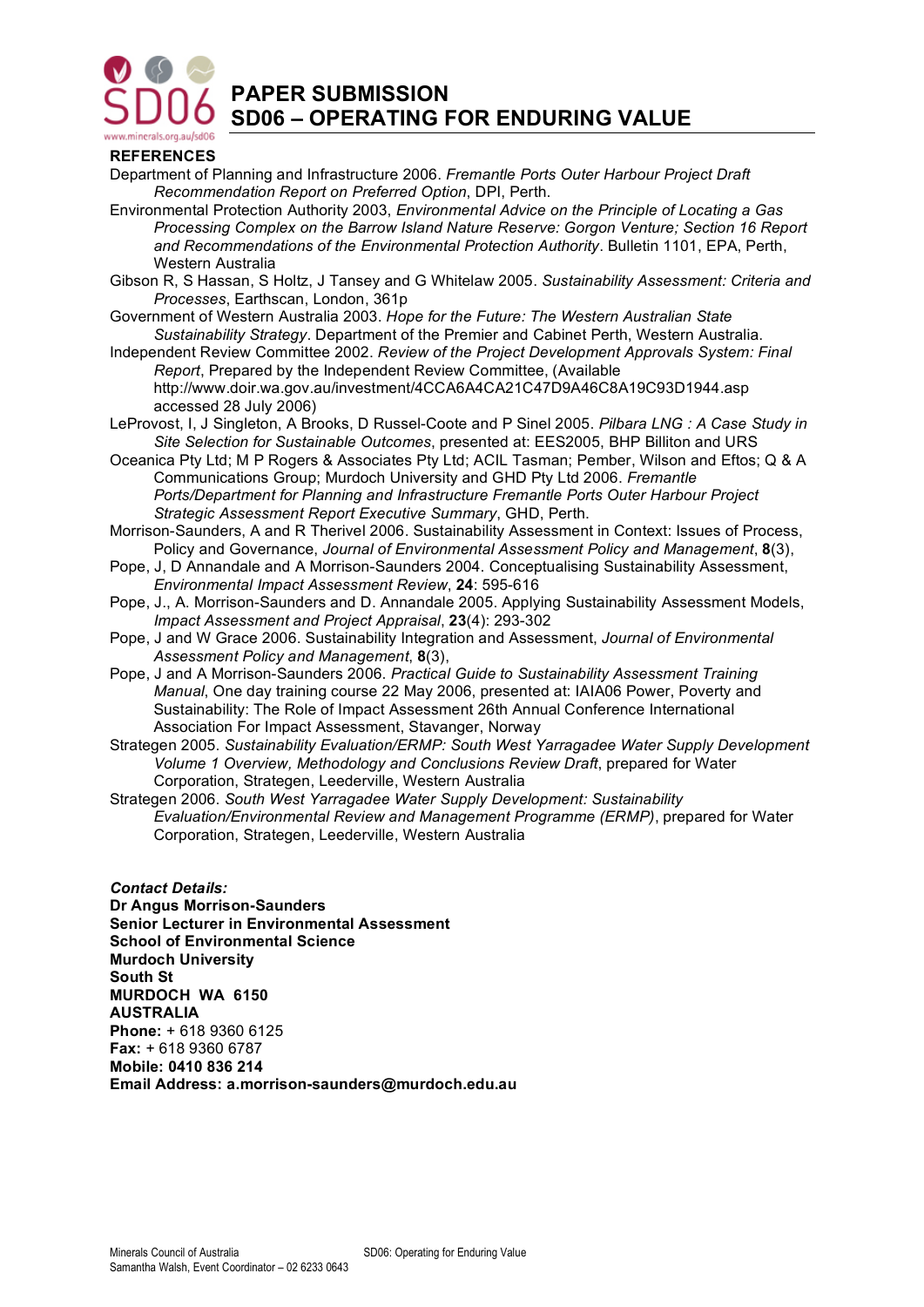## REFERENCES

Department of Planning and Infrastructure 2006. *Fremantle Ports Outer Harbour Project Draft Recommendation Report on Preferred Option*, DPI, Perth.

Environmental Protection Authority 2003, *Environmental Advice on the Principle of Locating a Gas Processing Complex on the Barrow Island Nature Reserve: Gorgon Venture; Section 16 Report and Recommendations of the Environmental Protection Authority*. Bulletin 1101, EPA, Perth, Western Australia

Gibson R, S Hassan, S Holtz, J Tansey and G Whitelaw 2005. *Sustainability Assessment: Criteria and Processes*, Earthscan, London, 361p

Government of Western Australia 2003. *Hope for the Future: The Western Australian State Sustainability Strategy*. Department of the Premier and Cabinet Perth, Western Australia.

Independent Review Committee 2002. *Review of the Project Development Approvals System: Final Report*, Prepared by the Independent Review Committee, (Available http://www.doir.wa.gov.au/investment/4CCA6A4CA21C47D9A46C8A19C93D1944.asp accessed 28 July 2006)

LeProvost, I, J Singleton, A Brooks, D Russel-Coote and P Sinel 2005. *Pilbara LNG : A Case Study in Site Selection for Sustainable Outcomes*, presented at: EES2005, BHP Billiton and URS

Oceanica Pty Ltd; M P Rogers & Associates Pty Ltd; ACIL Tasman; Pember, Wilson and Eftos; Q & A Communications Group; Murdoch University and GHD Pty Ltd 2006. *Fremantle Ports/Department for Planning and Infrastructure Fremantle Ports Outer Harbour Project Strategic Assessment Report Executive Summary*, GHD, Perth.

Morrison-Saunders, A and R Therivel 2006. Sustainability Assessment in Context: Issues of Process, Policy and Governance, *Journal of Environmental Assessment Policy and Management*, **8**(3),

Pope, J, D Annandale and A Morrison-Saunders 2004. Conceptualising Sustainability Assessment, *Environmental Impact Assessment Review*, **24**: 595-616

Pope, J., A. Morrison-Saunders and D. Annandale 2005. Applying Sustainability Assessment Models, *Impact Assessment and Project Appraisal*, **23**(4): 293-302

Pope, J and W Grace 2006. Sustainability Integration and Assessment, *Journal of Environmental Assessment Policy and Management*, **8**(3),

Pope, J and A Morrison-Saunders 2006. *Practical Guide to Sustainability Assessment Training Manual*, One day training course 22 May 2006, presented at: IAIA06 Power, Poverty and Sustainability: The Role of Impact Assessment 26th Annual Conference International Association For Impact Assessment, Stavanger, Norway

Strategen 2005. *Sustainability Evaluation/ERMP: South West Yarragadee Water Supply Development Volume 1 Overview, Methodology and Conclusions Review Draft*, prepared for Water Corporation, Strategen, Leederville, Western Australia

Strategen 2006. *South West Yarragadee Water Supply Development: Sustainability Evaluation/Environmental Review and Management Programme (ERMP)*, prepared for Water Corporation, Strategen, Leederville, Western Australia

***Contact Details:***
**Dr Angus Morrison-Saunders**
**Senior Lecturer in Environmental Assessment**
**School of Environmental Science**
**Murdoch University**
**South St**
**MURDOCH WA 6150**
**AUSTRALIA**
**Phone:** + 618 9360 6125
**Fax:** + 618 9360 6787
**Mobile: 0410 836 214**
**Email Address: a.morrison-saunders@murdoch.edu.au**